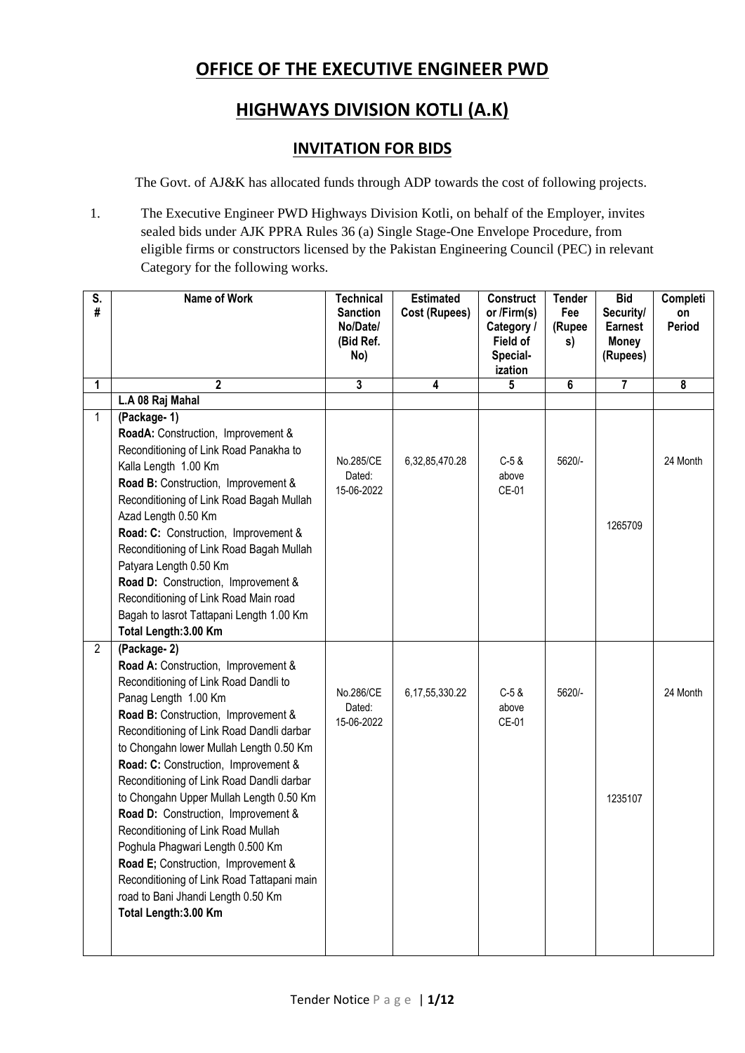# OFFICE OF THE EXECUTIVE ENGINEER PWD

# HIGHWAYS DIVISION KOTLI (A.K)

## INVITATION FOR BIDS

The Govt. of AJ&K has allocated funds through ADP towards the cost of following projects.

1. The Executive Engineer PWD Highways Division Kotli, on behalf of the Employer, invites sealed bids under AJK PPRA Rules 36 (a) Single Stage-One Envelope Procedure, from eligible firms or constructors licensed by the Pakistan Engineering Council (PEC) in relevant Category for the following works.

| S. # | Name of Work | Technical Sanction No/Date/ (Bid Ref. No) | Estimated Cost (Rupees) | Constructor /Firm(s) Category / Field of Special-ization | Tender Fee (Rupees) | Bid Security/ Earnest Money (Rupees) | Completion Period |
|---|---|---|---|---|---|---|---|
| 1 | 2 | 3 | 4 | 5 | 6 | 7 | 8 |
| | **L.A 08 Raj Mahal** | | | | | | |
| 1 | **(Package- 1)**<br>**RoadA:** Construction, Improvement & Reconditioning of Link Road Panakha to Kalla Length 1.00 Km<br>**Road B:** Construction, Improvement & Reconditioning of Link Road Bagah Mullah Azad Length 0.50 Km<br>**Road: C:** Construction, Improvement & Reconditioning of Link Road Bagah Mullah Patyara Length 0.50 Km<br>**Road D:** Construction, Improvement & Reconditioning of Link Road Main road Bagah to lasrot Tattapani Length 1.00 Km<br>**Total Length:3.00 Km** | No.285/CE Dated: 15-06-2022 | 6,32,85,470.28 | C-5 & above CE-01 | 5620/- | 1265709 | 24 Month |
| 2 | **(Package- 2)**<br>**Road A:** Construction, Improvement & Reconditioning of Link Road Dandli to Panag Length 1.00 Km<br>**Road B:** Construction, Improvement & Reconditioning of Link Road Dandli darbar to Chongahn lower Mullah Length 0.50 Km<br>**Road: C:** Construction, Improvement & Reconditioning of Link Road Dandli darbar to Chongahn Upper Mullah Length 0.50 Km<br>**Road D:** Construction, Improvement & Reconditioning of Link Road Mullah Poghula Phagwari Length 0.500 Km<br>**Road E;** Construction, Improvement & Reconditioning of Link Road Tattapani main road to Bani Jhandi Length 0.50 Km<br>**Total Length:3.00 Km** | No.286/CE Dated: 15-06-2022 | 6,17,55,330.22 | C-5 & above CE-01 | 5620/- | 1235107 | 24 Month |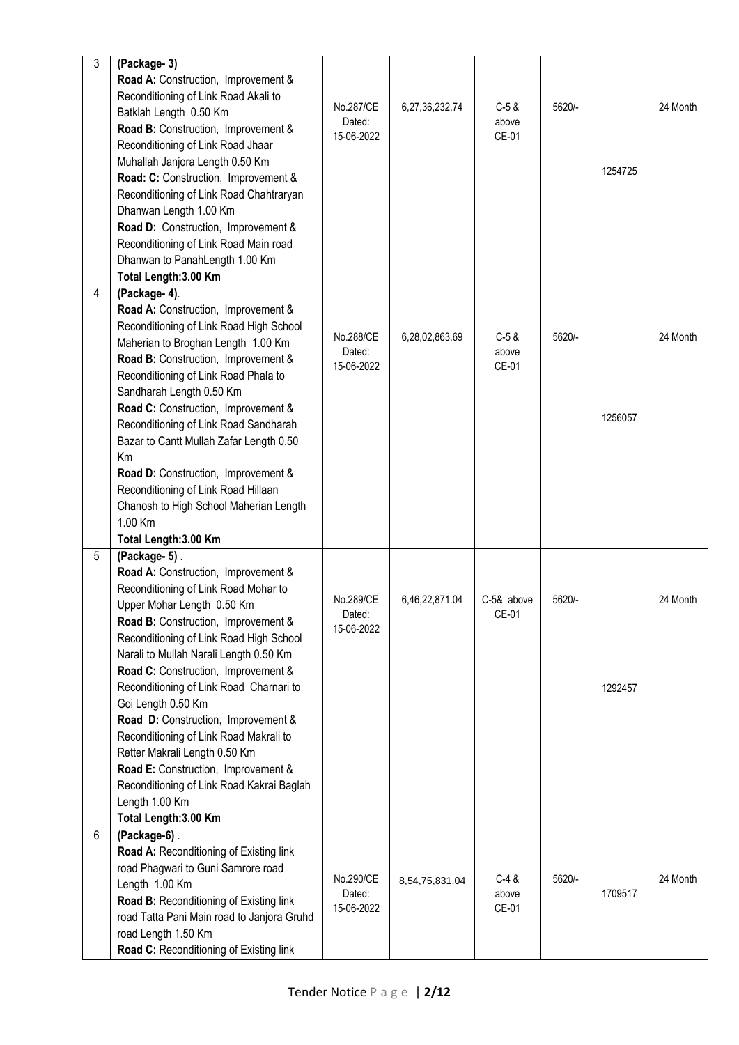| 3 | **(Package- 3)**<br>**Road A:** Construction, Improvement & Reconditioning of Link Road Akali to Batklah Length 0.50 Km<br>**Road B:** Construction, Improvement & Reconditioning of Link Road Jhaar Muhallah Janjora Length 0.50 Km<br>**Road: C:** Construction, Improvement & Reconditioning of Link Road Chahtraryan Dhanwan Length 1.00 Km<br>**Road D:** Construction, Improvement & Reconditioning of Link Road Main road Dhanwan to PanahLength 1.00 Km<br>**Total Length:3.00 Km** | No.287/CE Dated: 15-06-2022 | 6,27,36,232.74 | C-5 & above CE-01 | 5620/- | 1254725 | 24 Month |
|---|---|---|---|---|---|---|---|
| 4 | **(Package- 4)**.<br>**Road A:** Construction, Improvement & Reconditioning of Link Road High School Maherian to Broghan Length 1.00 Km<br>**Road B:** Construction, Improvement & Reconditioning of Link Road Phala to Sandharah Length 0.50 Km<br>**Road C:** Construction, Improvement & Reconditioning of Link Road Sandharah Bazar to Cantt Mullah Zafar Length 0.50 Km<br>**Road D:** Construction, Improvement & Reconditioning of Link Road Hillaan Chanosh to High School Maherian Length 1.00 Km<br>**Total Length:3.00 Km** | No.288/CE Dated: 15-06-2022 | 6,28,02,863.69 | C-5 & above CE-01 | 5620/- | 1256057 | 24 Month |
| 5 | **(Package- 5)** .<br>**Road A:** Construction, Improvement & Reconditioning of Link Road Mohar to Upper Mohar Length 0.50 Km<br>**Road B:** Construction, Improvement & Reconditioning of Link Road High School Narali to Mullah Narali Length 0.50 Km<br>**Road C:** Construction, Improvement & Reconditioning of Link Road Charnari to Goi Length 0.50 Km<br>**Road D:** Construction, Improvement & Reconditioning of Link Road Makrali to Retter Makrali Length 0.50 Km<br>**Road E:** Construction, Improvement & Reconditioning of Link Road Kakrai Baglah Length 1.00 Km<br>**Total Length:3.00 Km** | No.289/CE Dated: 15-06-2022 | 6,46,22,871.04 | C-5& above CE-01 | 5620/- | 1292457 | 24 Month |
| 6 | **(Package-6)** .<br>**Road A:** Reconditioning of Existing link road Phagwari to Guni Samrore road Length 1.00 Km<br>**Road B:** Reconditioning of Existing link road Tatta Pani Main road to Janjora Gruhd road Length 1.50 Km<br>**Road C:** Reconditioning of Existing link | No.290/CE Dated: 15-06-2022 | 8,54,75,831.04 | C-4 & above CE-01 | 5620/- | 1709517 | 24 Month |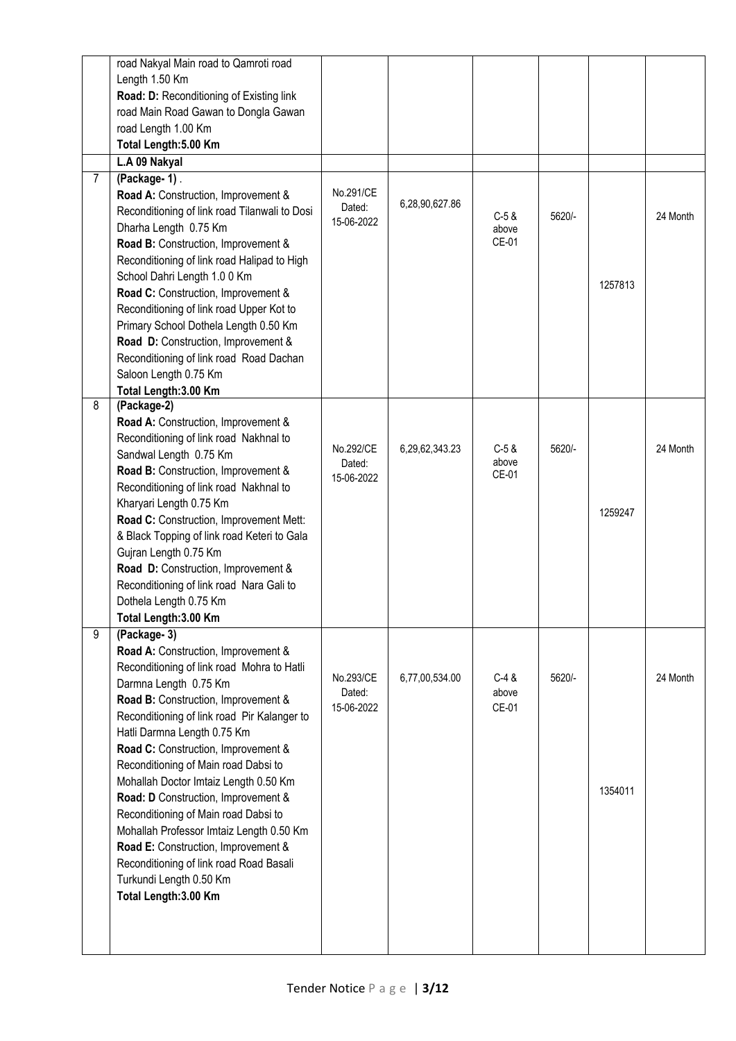|  |  |  |  |  |  |  |  |
|---|---|---|---|---|---|---|---|
|  | road Nakyal Main road to Qamroti road Length 1.50 Km<br>**Road: D:** Reconditioning of Existing link road Main Road Gawan to Dongla Gawan road Length 1.00 Km<br>**Total Length:5.00 Km** |  |  |  |  |  |  |
|  | **L.A 09 Nakyal** |  |  |  |  |  |  |
| 7 | **(Package- 1)** .<br>**Road A:** Construction, Improvement & Reconditioning of link road Tilanwali to Dosi Dharha Length 0.75 Km<br>**Road B:** Construction, Improvement & Reconditioning of link road Halipad to High School Dahri Length 1.0 0 Km<br>**Road C:** Construction, Improvement & Reconditioning of link road Upper Kot to Primary School Dothela Length 0.50 Km<br>**Road D:** Construction, Improvement & Reconditioning of link road Road Dachan Saloon Length 0.75 Km<br>**Total Length:3.00 Km** | No.291/CE Dated: 15-06-2022 | 6,28,90,627.86 | C-5 & above CE-01 | 5620/- | 1257813 | 24 Month |
| 8 | **(Package-2)**<br>**Road A:** Construction, Improvement & Reconditioning of link road Nakhnal to Sandwal Length 0.75 Km<br>**Road B:** Construction, Improvement & Reconditioning of link road Nakhnal to Kharyari Length 0.75 Km<br>**Road C:** Construction, Improvement Mett: & Black Topping of link road Keteri to Gala Gujran Length 0.75 Km<br>**Road D:** Construction, Improvement & Reconditioning of link road Nara Gali to Dothela Length 0.75 Km<br>**Total Length:3.00 Km** | No.292/CE Dated: 15-06-2022 | 6,29,62,343.23 | C-5 & above CE-01 | 5620/- | 1259247 | 24 Month |
| 9 | **(Package- 3)**<br>**Road A:** Construction, Improvement & Reconditioning of link road Mohra to Hatli Darmna Length 0.75 Km<br>**Road B:** Construction, Improvement & Reconditioning of link road Pir Kalanger to Hatli Darmna Length 0.75 Km<br>**Road C:** Construction, Improvement & Reconditioning of Main road Dabsi to Mohallah Doctor Imtaiz Length 0.50 Km<br>**Road: D** Construction, Improvement & Reconditioning of Main road Dabsi to Mohallah Professor Imtaiz Length 0.50 Km<br>**Road E:** Construction, Improvement & Reconditioning of link road Road Basali Turkundi Length 0.50 Km<br>**Total Length:3.00 Km** | No.293/CE Dated: 15-06-2022 | 6,77,00,534.00 | C-4 & above CE-01 | 5620/- | 1354011 | 24 Month |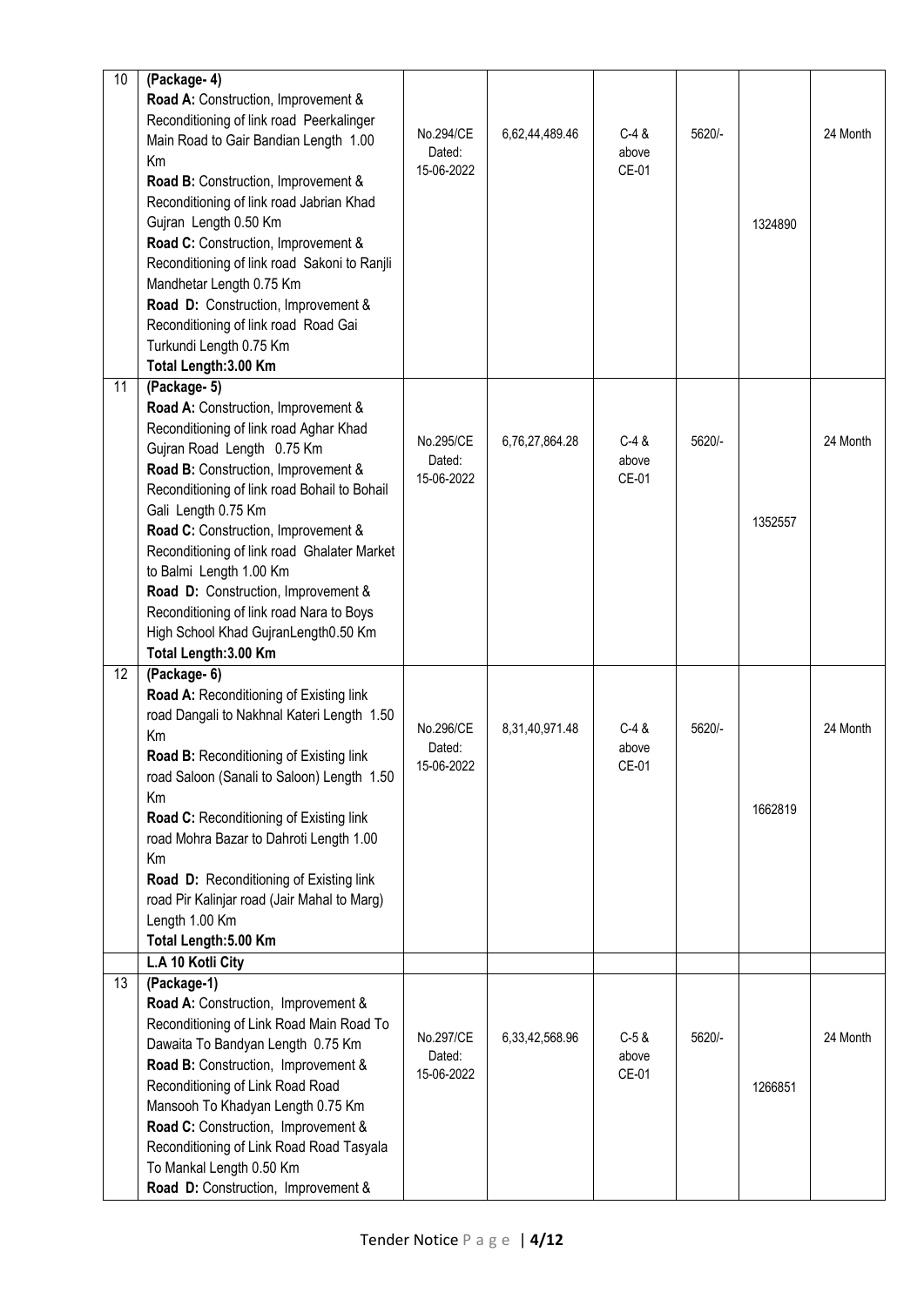| 10 | **(Package- 4)**<br>**Road A:** Construction, Improvement & Reconditioning of link road Peerkalinger Main Road to Gair Bandian Length 1.00 Km<br>**Road B:** Construction, Improvement & Reconditioning of link road Jabrian Khad Gujran Length 0.50 Km<br>**Road C:** Construction, Improvement & Reconditioning of link road Sakoni to Ranjli Mandhetar Length 0.75 Km<br>**Road D:** Construction, Improvement & Reconditioning of link road Road Gai Turkundi Length 0.75 Km<br>**Total Length:3.00 Km** | No.294/CE Dated: 15-06-2022 | 6,62,44,489.46 | C-4 & above CE-01 | 5620/- | 1324890 | 24 Month |
|---|---|---|---|---|---|---|---|
| 11 | **(Package- 5)**<br>**Road A:** Construction, Improvement & Reconditioning of link road Aghar Khad Gujran Road Length 0.75 Km<br>**Road B:** Construction, Improvement & Reconditioning of link road Bohail to Bohail Gali Length 0.75 Km<br>**Road C:** Construction, Improvement & Reconditioning of link road Ghalater Market to Balmi Length 1.00 Km<br>**Road D:** Construction, Improvement & Reconditioning of link road Nara to Boys High School Khad GujranLength0.50 Km<br>**Total Length:3.00 Km** | No.295/CE Dated: 15-06-2022 | 6,76,27,864.28 | C-4 & above CE-01 | 5620/- | 1352557 | 24 Month |
| 12 | **(Package- 6)**<br>**Road A:** Reconditioning of Existing link road Dangali to Nakhnal Kateri Length 1.50 Km<br>**Road B:** Reconditioning of Existing link road Saloon (Sanali to Saloon) Length 1.50 Km<br>**Road C:** Reconditioning of Existing link road Mohra Bazar to Dahroti Length 1.00 Km<br>**Road D:** Reconditioning of Existing link road Pir Kalinjar road (Jair Mahal to Marg) Length 1.00 Km<br>**Total Length:5.00 Km** | No.296/CE Dated: 15-06-2022 | 8,31,40,971.48 | C-4 & above CE-01 | 5620/- | 1662819 | 24 Month |
| | **L.A 10 Kotli City** | | | | | | |
| 13 | **(Package-1)**<br>**Road A:** Construction, Improvement & Reconditioning of Link Road Main Road To Dawaita To Bandyan Length 0.75 Km<br>**Road B:** Construction, Improvement & Reconditioning of Link Road Road Mansooh To Khadyan Length 0.75 Km<br>**Road C:** Construction, Improvement & Reconditioning of Link Road Road Tasyala To Mankal Length 0.50 Km<br>**Road D:** Construction, Improvement & | No.297/CE Dated: 15-06-2022 | 6,33,42,568.96 | C-5 & above CE-01 | 5620/- | 1266851 | 24 Month |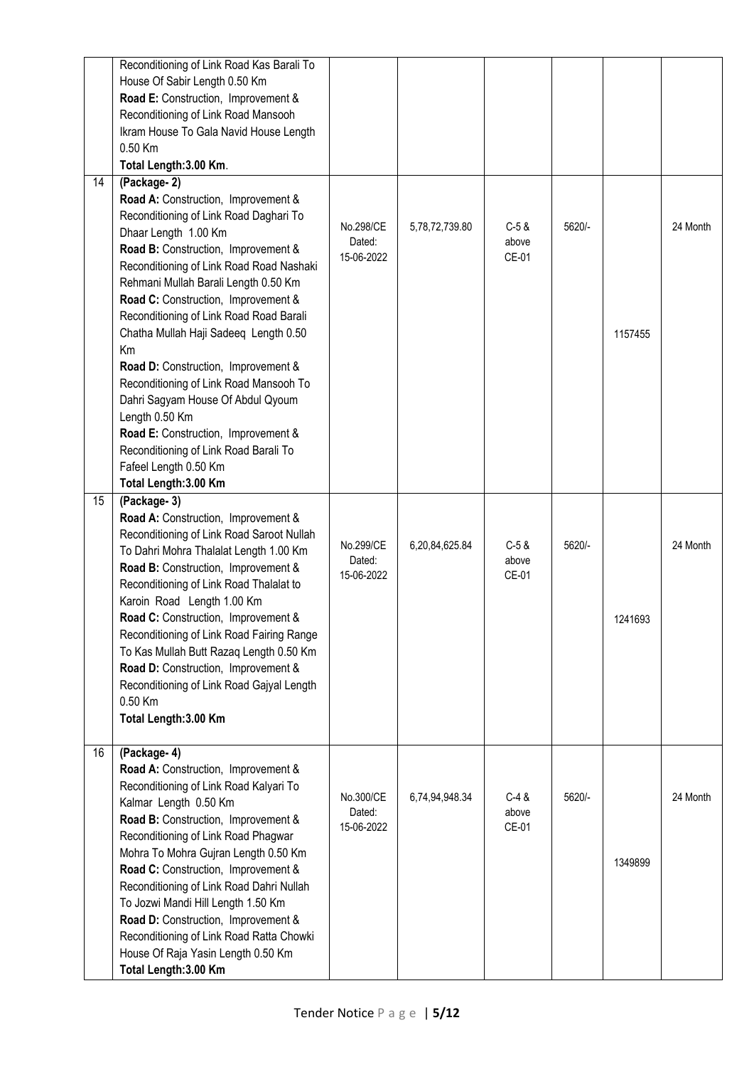|  |  |  |  |  |  |  |  |
|---|---|---|---|---|---|---|---|
|  | Reconditioning of Link Road Kas Barali To House Of Sabir Length 0.50 Km<br>**Road E:** Construction, Improvement & Reconditioning of Link Road Mansooh Ikram House To Gala Navid House Length 0.50 Km<br>**Total Length:3.00 Km**. |  |  |  |  |  |  |
| 14 | **(Package- 2)**<br>**Road A:** Construction, Improvement & Reconditioning of Link Road Daghari To Dhaar Length 1.00 Km<br>**Road B:** Construction, Improvement & Reconditioning of Link Road Road Nashaki Rehmani Mullah Barali Length 0.50 Km<br>**Road C:** Construction, Improvement & Reconditioning of Link Road Road Barali Chatha Mullah Haji Sadeeq Length 0.50 Km<br>**Road D:** Construction, Improvement & Reconditioning of Link Road Mansooh To Dahri Sagyam House Of Abdul Qyoum Length 0.50 Km<br>**Road E:** Construction, Improvement & Reconditioning of Link Road Barali To Fafeel Length 0.50 Km<br>**Total Length:3.00 Km** | No.298/CE Dated: 15-06-2022 | 5,78,72,739.80 | C-5 & above CE-01 | 5620/- | 1157455 | 24 Month |
| 15 | **(Package- 3)**<br>**Road A:** Construction, Improvement & Reconditioning of Link Road Saroot Nullah To Dahri Mohra Thalalat Length 1.00 Km<br>**Road B:** Construction, Improvement & Reconditioning of Link Road Thalalat to Karoin Road Length 1.00 Km<br>**Road C:** Construction, Improvement & Reconditioning of Link Road Fairing Range To Kas Mullah Butt Razaq Length 0.50 Km<br>**Road D:** Construction, Improvement & Reconditioning of Link Road Gajyal Length 0.50 Km<br>**Total Length:3.00 Km** | No.299/CE Dated: 15-06-2022 | 6,20,84,625.84 | C-5 & above CE-01 | 5620/- | 1241693 | 24 Month |
| 16 | **(Package- 4)**<br>**Road A:** Construction, Improvement & Reconditioning of Link Road Kalyari To Kalmar Length 0.50 Km<br>**Road B:** Construction, Improvement & Reconditioning of Link Road Phagwar Mohra To Mohra Gujran Length 0.50 Km<br>**Road C:** Construction, Improvement & Reconditioning of Link Road Dahri Nullah To Jozwi Mandi Hill Length 1.50 Km<br>**Road D:** Construction, Improvement & Reconditioning of Link Road Ratta Chowki House Of Raja Yasin Length 0.50 Km<br>**Total Length:3.00 Km**. | No.300/CE Dated: 15-06-2022 | 6,74,94,948.34 | C-4 & above CE-01 | 5620/- | 1349899 | 24 Month |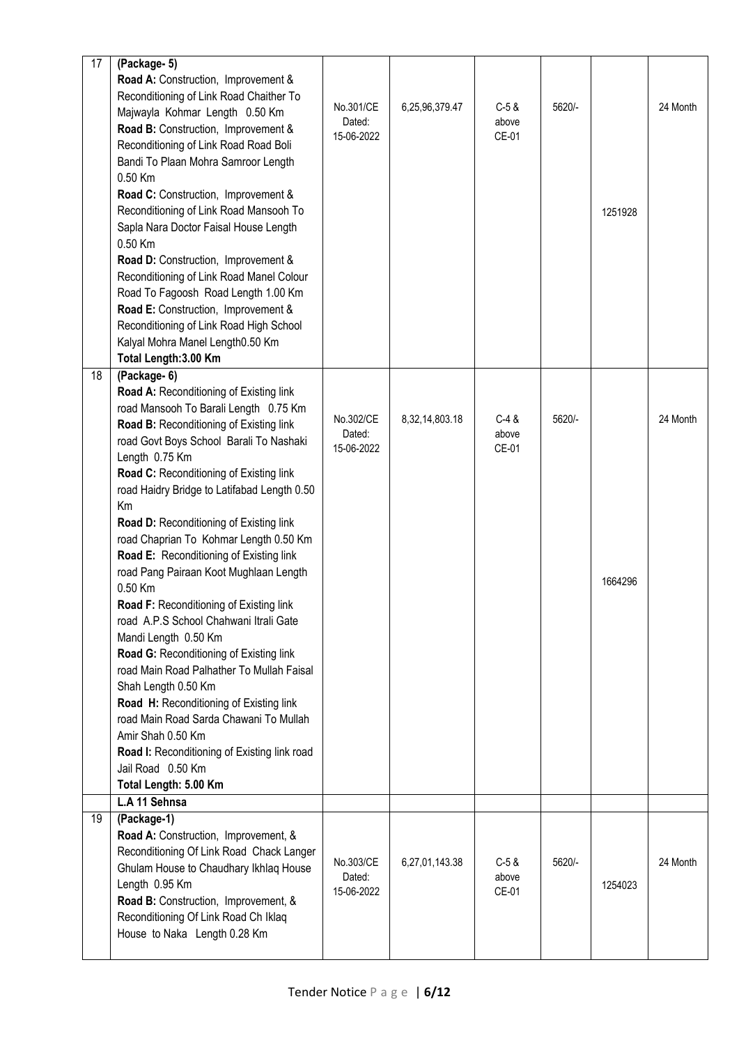| | | | | | | | |
|---|---|---|---|---|---|---|---|
| 17 | **(Package- 5)**<br>**Road A:** Construction, Improvement & Reconditioning of Link Road Chaither To Majwayla Kohmar Length 0.50 Km<br>**Road B:** Construction, Improvement & Reconditioning of Link Road Road Boli Bandi To Plaan Mohra Samroor Length 0.50 Km<br>**Road C:** Construction, Improvement & Reconditioning of Link Road Mansooh To Sapla Nara Doctor Faisal House Length 0.50 Km<br>**Road D:** Construction, Improvement & Reconditioning of Link Road Manel Colour Road To Fagoosh Road Length 1.00 Km<br>**Road E:** Construction, Improvement & Reconditioning of Link Road High School Kalyal Mohra Manel Length0.50 Km<br>**Total Length:3.00 Km** | No.301/CE Dated: 15-06-2022 | 6,25,96,379.47 | C-5 & above CE-01 | 5620/- | 1251928 | 24 Month |
| 18 | **(Package- 6)**<br>**Road A:** Reconditioning of Existing link road Mansooh To Barali Length 0.75 Km<br>**Road B:** Reconditioning of Existing link road Govt Boys School Barali To Nashaki Length 0.75 Km<br>**Road C:** Reconditioning of Existing link road Haidry Bridge to Latifabad Length 0.50 Km<br>**Road D:** Reconditioning of Existing link road Chaprian To Kohmar Length 0.50 Km<br>**Road E:** Reconditioning of Existing link road Pang Pairaan Koot Mughlaan Length 0.50 Km<br>**Road F:** Reconditioning of Existing link road A.P.S School Chahwani Itrali Gate Mandi Length 0.50 Km<br>**Road G:** Reconditioning of Existing link road Main Road Palhather To Mullah Faisal Shah Length 0.50 Km<br>**Road H:** Reconditioning of Existing link road Main Road Sarda Chawani To Mullah Amir Shah 0.50 Km<br>**Road I:** Reconditioning of Existing link road Jail Road 0.50 Km<br>**Total Length: 5.00 Km** | No.302/CE Dated: 15-06-2022 | 8,32,14,803.18 | C-4 & above CE-01 | 5620/- | 1664296 | 24 Month |
| | **L.A 11 Sehnsa** | | | | | | |
| 19 | **(Package-1)**<br>**Road A:** Construction, Improvement, & Reconditioning Of Link Road Chack Langer Ghulam House to Chaudhary Ikhlaq House Length 0.95 Km<br>**Road B:** Construction, Improvement, & Reconditioning Of Link Road Ch Iklaq House to Naka Length 0.28 Km | No.303/CE Dated: 15-06-2022 | 6,27,01,143.38 | C-5 & above CE-01 | 5620/- | 1254023 | 24 Month |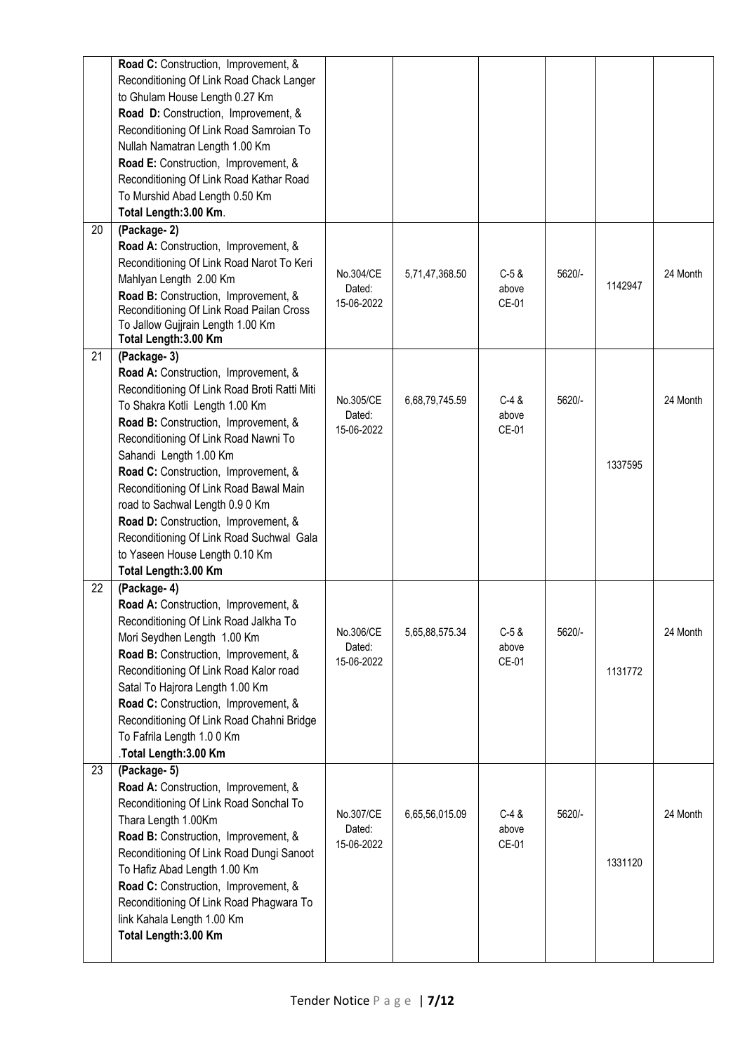| | | | | | | | |
|---|---|---|---|---|---|---|---|
| | **Road C:** Construction, Improvement, & Reconditioning Of Link Road Chack Langer to Ghulam House Length 0.27 Km<br>**Road D:** Construction, Improvement, & Reconditioning Of Link Road Samroian To Nullah Namatran Length 1.00 Km<br>**Road E:** Construction, Improvement, & Reconditioning Of Link Road Kathar Road To Murshid Abad Length 0.50 Km<br>**Total Length:3.00 Km**. | | | | | | |
| 20 | **(Package- 2)**<br>**Road A:** Construction, Improvement, & Reconditioning Of Link Road Narot To Keri Mahlyan Length 2.00 Km<br>**Road B:** Construction, Improvement, & Reconditioning Of Link Road Pailan Cross To Jallow Gujjrain Length 1.00 Km<br>**Total Length:3.00 Km** | No.304/CE Dated: 15-06-2022 | 5,71,47,368.50 | C-5 & above CE-01 | 5620/- | 1142947 | 24 Month |
| 21 | **(Package- 3)**<br>**Road A:** Construction, Improvement, & Reconditioning Of Link Road Broti Ratti Miti To Shakra Kotli Length 1.00 Km<br>**Road B:** Construction, Improvement, & Reconditioning Of Link Road Nawni To Sahandi Length 1.00 Km<br>**Road C:** Construction, Improvement, & Reconditioning Of Link Road Bawal Main road to Sachwal Length 0.9 0 Km<br>**Road D:** Construction, Improvement, & Reconditioning Of Link Road Suchwal Gala to Yaseen House Length 0.10 Km<br>**Total Length:3.00 Km** | No.305/CE Dated: 15-06-2022 | 6,68,79,745.59 | C-4 & above CE-01 | 5620/- | 1337595 | 24 Month |
| 22 | **(Package- 4)**<br>**Road A:** Construction, Improvement, & Reconditioning Of Link Road Jalkha To Mori Seydhen Length 1.00 Km<br>**Road B:** Construction, Improvement, & Reconditioning Of Link Road Kalor road Satal To Hajrora Length 1.00 Km<br>**Road C:** Construction, Improvement, & Reconditioning Of Link Road Chahni Bridge To Fafrila Length 1.0 0 Km<br>.**Total Length:3.00 Km** | No.306/CE Dated: 15-06-2022 | 5,65,88,575.34 | C-5 & above CE-01 | 5620/- | 1131772 | 24 Month |
| 23 | **(Package- 5)**<br>**Road A:** Construction, Improvement, & Reconditioning Of Link Road Sonchal To Thara Length 1.00Km<br>**Road B:** Construction, Improvement, & Reconditioning Of Link Road Dungi Sanoot To Hafiz Abad Length 1.00 Km<br>**Road C:** Construction, Improvement, & Reconditioning Of Link Road Phagwara To link Kahala Length 1.00 Km<br>**Total Length:3.00 Km** | No.307/CE Dated: 15-06-2022 | 6,65,56,015.09 | C-4 & above CE-01 | 5620/- | 1331120 | 24 Month |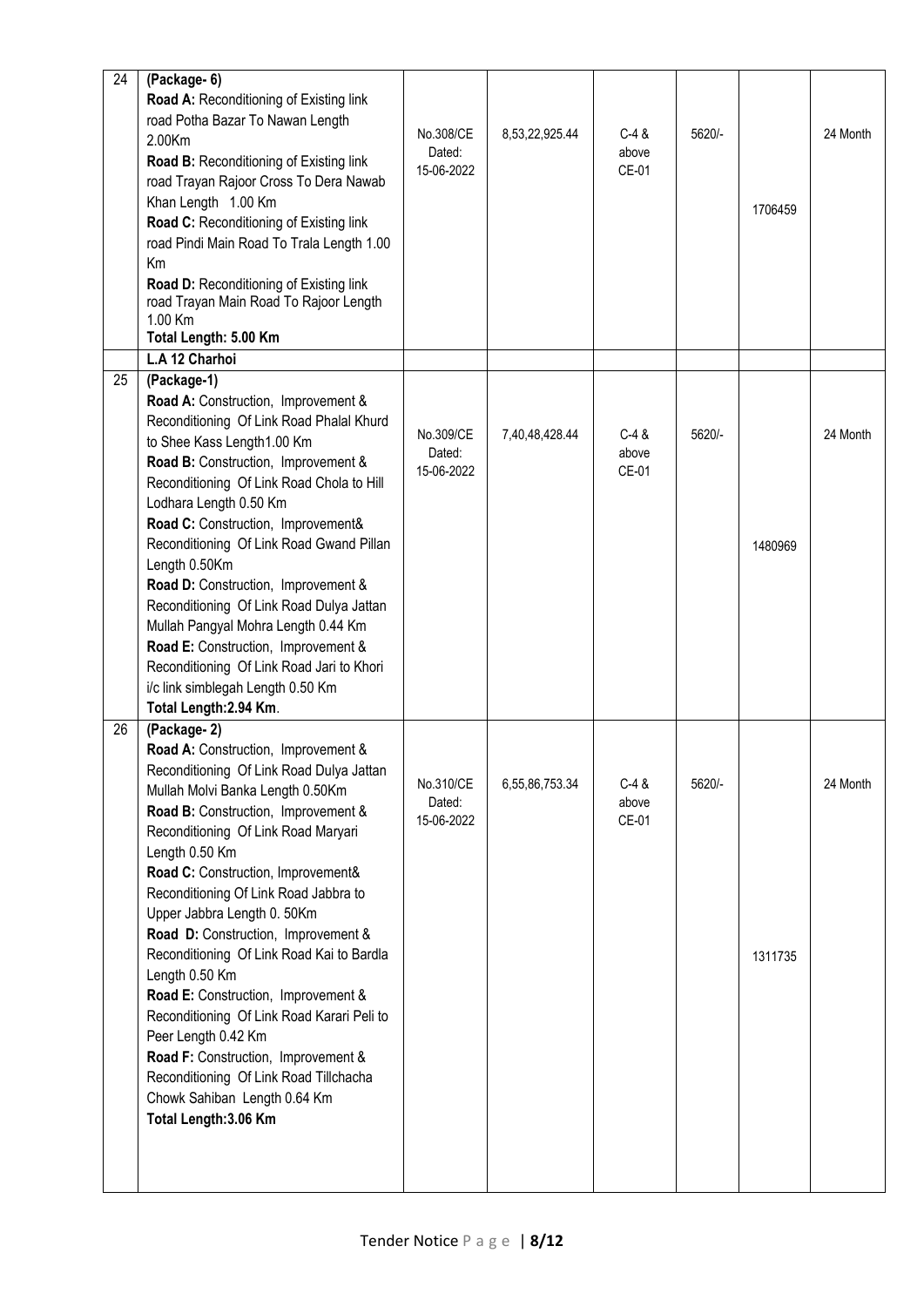| 24 | **(Package- 6)**<br>**Road A:** Reconditioning of Existing link road Potha Bazar To Nawan Length 2.00Km<br>**Road B:** Reconditioning of Existing link road Trayan Rajoor Cross To Dera Nawab Khan Length 1.00 Km<br>**Road C:** Reconditioning of Existing link road Pindi Main Road To Trala Length 1.00 Km<br>**Road D:** Reconditioning of Existing link road Trayan Main Road To Rajoor Length 1.00 Km<br>**Total Length: 5.00 Km** | No.308/CE Dated: 15-06-2022 | 8,53,22,925.44 | C-4 & above CE-01 | 5620/- | 1706459 | 24 Month |
|---|---|---|---|---|---|---|---|
| | **L.A 12 Charhoi** | | | | | | |
| 25 | **(Package-1)**<br>**Road A:** Construction, Improvement & Reconditioning Of Link Road Phalal Khurd to Shee Kass Length1.00 Km<br>**Road B:** Construction, Improvement & Reconditioning Of Link Road Chola to Hill Lodhara Length 0.50 Km<br>**Road C:** Construction, Improvement& Reconditioning Of Link Road Gwand Pillan Length 0.50Km<br>**Road D:** Construction, Improvement & Reconditioning Of Link Road Dulya Jattan Mullah Pangyal Mohra Length 0.44 Km<br>**Road E:** Construction, Improvement & Reconditioning Of Link Road Jari to Khori i/c link simblegah Length 0.50 Km<br>**Total Length:2.94 Km**. | No.309/CE Dated: 15-06-2022 | 7,40,48,428.44 | C-4 & above CE-01 | 5620/- | 1480969 | 24 Month |
| 26 | **(Package- 2)**<br>**Road A:** Construction, Improvement & Reconditioning Of Link Road Dulya Jattan Mullah Molvi Banka Length 0.50Km<br>**Road B:** Construction, Improvement & Reconditioning Of Link Road Maryari Length 0.50 Km<br>**Road C:** Construction, Improvement& Reconditioning Of Link Road Jabbra to Upper Jabbra Length 0. 50Km<br>**Road D:** Construction, Improvement & Reconditioning Of Link Road Kai to Bardla Length 0.50 Km<br>**Road E:** Construction, Improvement & Reconditioning Of Link Road Karari Peli to Peer Length 0.42 Km<br>**Road F:** Construction, Improvement & Reconditioning Of Link Road Tillchacha Chowk Sahiban Length 0.64 Km<br>**Total Length:3.06 Km** | No.310/CE Dated: 15-06-2022 | 6,55,86,753.34 | C-4 & above CE-01 | 5620/- | 1311735 | 24 Month |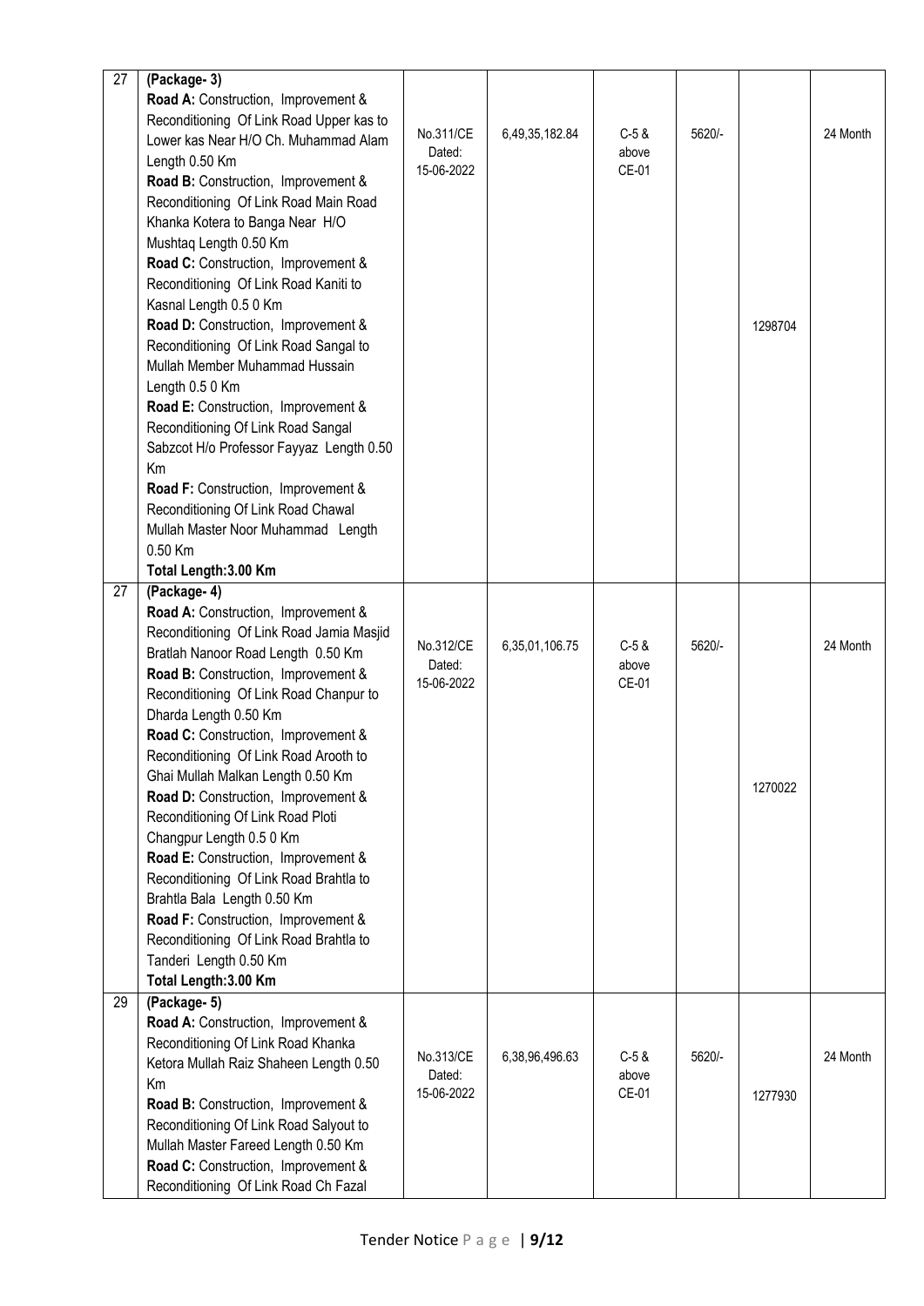| 27 | **(Package- 3)**<br>**Road A:** Construction, Improvement & Reconditioning Of Link Road Upper kas to Lower kas Near H/O Ch. Muhammad Alam Length 0.50 Km<br>**Road B:** Construction, Improvement & Reconditioning Of Link Road Main Road Khanka Kotera to Banga Near H/O Mushtaq Length 0.50 Km<br>**Road C:** Construction, Improvement & Reconditioning Of Link Road Kaniti to Kasnal Length 0.5 0 Km<br>**Road D:** Construction, Improvement & Reconditioning Of Link Road Sangal to Mullah Member Muhammad Hussain Length 0.5 0 Km<br>**Road E:** Construction, Improvement & Reconditioning Of Link Road Sangal Sabzcot H/o Professor Fayyaz Length 0.50 Km<br>**Road F:** Construction, Improvement & Reconditioning Of Link Road Chawal Mullah Master Noor Muhammad Length 0.50 Km<br>**Total Length:3.00 Km** | No.311/CE Dated: 15-06-2022 | 6,49,35,182.84 | C-5 & above CE-01 | 5620/- | 1298704 | 24 Month |
|---|---|---|---|---|---|---|---|
| 27 | **(Package- 4)**<br>**Road A:** Construction, Improvement & Reconditioning Of Link Road Jamia Masjid Bratlah Nanoor Road Length 0.50 Km<br>**Road B:** Construction, Improvement & Reconditioning Of Link Road Chanpur to Dharda Length 0.50 Km<br>**Road C:** Construction, Improvement & Reconditioning Of Link Road Arooth to Ghai Mullah Malkan Length 0.50 Km<br>**Road D:** Construction, Improvement & Reconditioning Of Link Road Ploti Changpur Length 0.5 0 Km<br>**Road E:** Construction, Improvement & Reconditioning Of Link Road Brahtla to Brahtla Bala Length 0.50 Km<br>**Road F:** Construction, Improvement & Reconditioning Of Link Road Brahtla to Tanderi Length 0.50 Km<br>**Total Length:3.00 Km** | No.312/CE Dated: 15-06-2022 | 6,35,01,106.75 | C-5 & above CE-01 | 5620/- | 1270022 | 24 Month |
| 29 | **(Package- 5)**<br>**Road A:** Construction, Improvement & Reconditioning Of Link Road Khanka Ketora Mullah Raiz Shaheen Length 0.50 Km<br>**Road B:** Construction, Improvement & Reconditioning Of Link Road Salyout to Mullah Master Fareed Length 0.50 Km<br>**Road C:** Construction, Improvement & Reconditioning Of Link Road Ch Fazal | No.313/CE Dated: 15-06-2022 | 6,38,96,496.63 | C-5 & above CE-01 | 5620/- | 1277930 | 24 Month |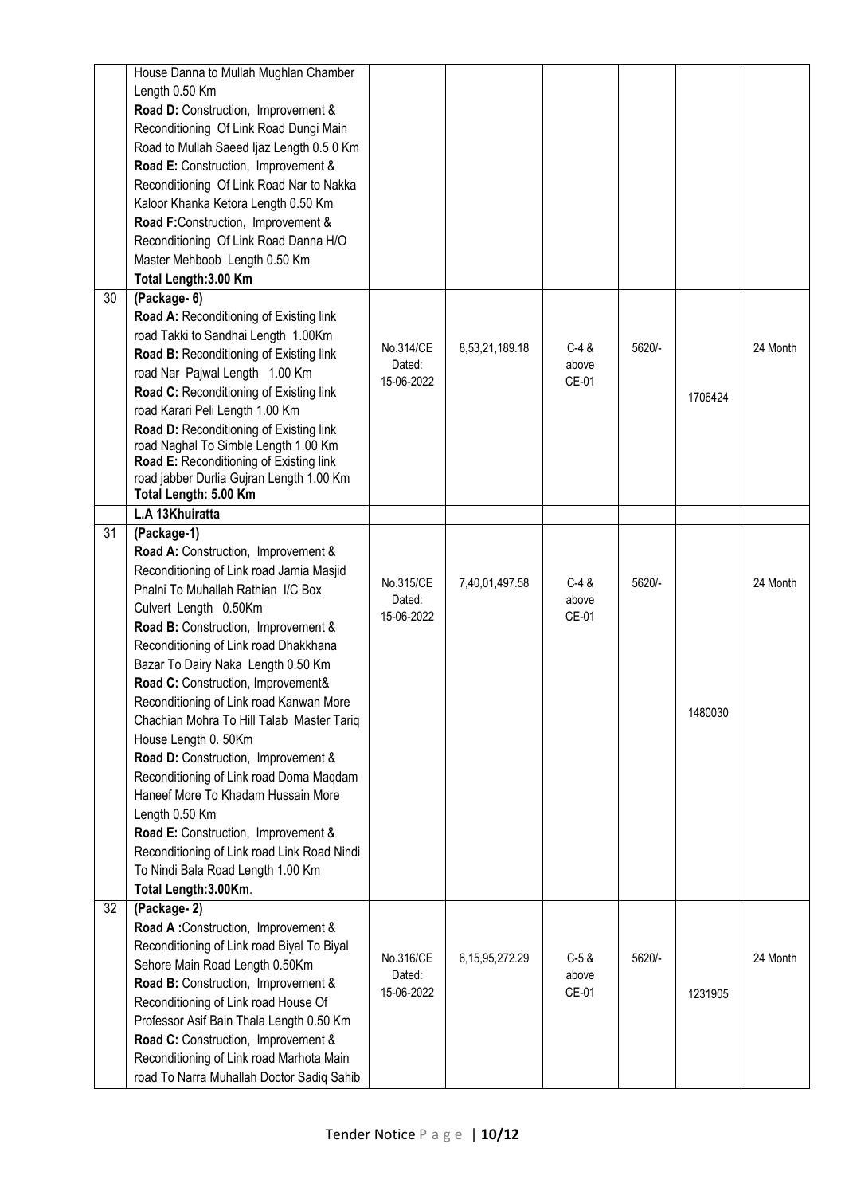| | | | | | | | |
|---|---|---|---|---|---|---|---|
| | House Danna to Mullah Mughlan Chamber Length 0.50 Km<br>**Road D:** Construction, Improvement & Reconditioning Of Link Road Dungi Main Road to Mullah Saeed Ijaz Length 0.5 0 Km<br>**Road E:** Construction, Improvement & Reconditioning Of Link Road Nar to Nakka Kaloor Khanka Ketora Length 0.50 Km<br>**Road F:**Construction, Improvement & Reconditioning Of Link Road Danna H/O Master Mehboob Length 0.50 Km<br>**Total Length:3.00 Km** | | | | | | |
| 30 | **(Package- 6)**<br>**Road A:** Reconditioning of Existing link road Takki to Sandhai Length 1.00Km<br>**Road B:** Reconditioning of Existing link road Nar Pajwal Length 1.00 Km<br>**Road C:** Reconditioning of Existing link road Karari Peli Length 1.00 Km<br>**Road D:** Reconditioning of Existing link road Naghal To Simble Length 1.00 Km<br>**Road E:** Reconditioning of Existing link road jabber Durlia Gujran Length 1.00 Km<br>**Total Length: 5.00 Km** | No.314/CE Dated: 15-06-2022 | 8,53,21,189.18 | C-4 & above CE-01 | 5620/- | 1706424 | 24 Month |
| | **L.A 13Khuiratta** | | | | | | |
| 31 | **(Package-1)**<br>**Road A:** Construction, Improvement & Reconditioning of Link road Jamia Masjid Phalni To Muhallah Rathian I/C Box Culvert Length 0.50Km<br>**Road B:** Construction, Improvement & Reconditioning of Link road Dhakkhana Bazar To Dairy Naka Length 0.50 Km<br>**Road C:** Construction, Improvement& Reconditioning of Link road Kanwan More Chachian Mohra To Hill Talab Master Tariq House Length 0. 50Km<br>**Road D:** Construction, Improvement & Reconditioning of Link road Doma Maqdam Haneef More To Khadam Hussain More Length 0.50 Km<br>**Road E:** Construction, Improvement & Reconditioning of Link road Link Road Nindi To Nindi Bala Road Length 1.00 Km<br>**Total Length:3.00Km**. | No.315/CE Dated: 15-06-2022 | 7,40,01,497.58 | C-4 & above CE-01 | 5620/- | 1480030 | 24 Month |
| 32 | **(Package- 2)**<br>**Road A :**Construction, Improvement & Reconditioning of Link road Biyal To Biyal Sehore Main Road Length 0.50Km<br>**Road B:** Construction, Improvement & Reconditioning of Link road House Of Professor Asif Bain Thala Length 0.50 Km<br>**Road C:** Construction, Improvement & Reconditioning of Link road Marhota Main road To Narra Muhallah Doctor Sadiq Sahib | No.316/CE Dated: 15-06-2022 | 6,15,95,272.29 | C-5 & above CE-01 | 5620/- | 1231905 | 24 Month |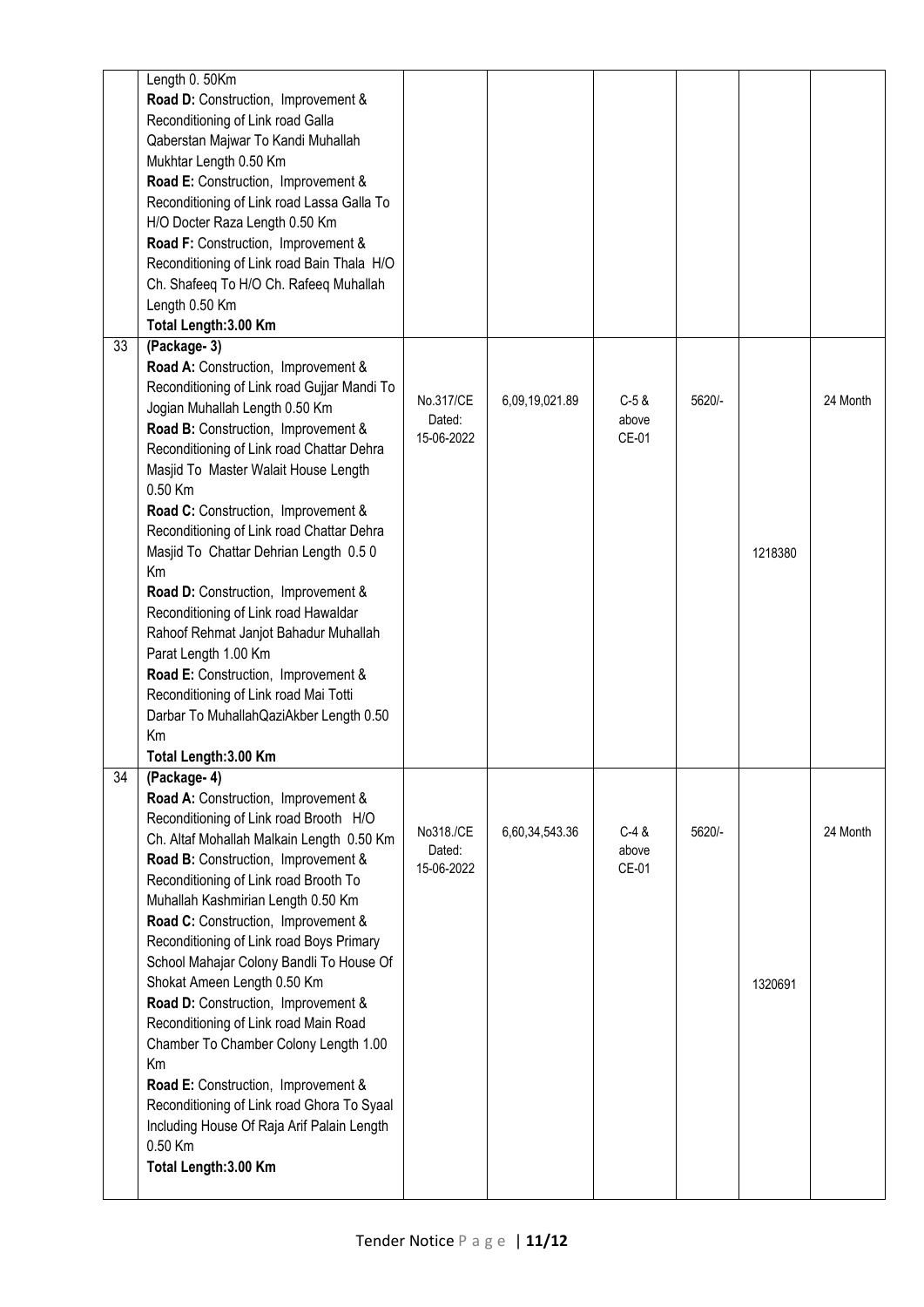| | | | | | | | |
|---|---|---|---|---|---|---|---|
| | Length 0. 50Km<br>**Road D:** Construction, Improvement & Reconditioning of Link road Galla Qaberstan Majwar To Kandi Muhallah Mukhtar Length 0.50 Km<br>**Road E:** Construction, Improvement & Reconditioning of Link road Lassa Galla To H/O Docter Raza Length 0.50 Km<br>**Road F:** Construction, Improvement & Reconditioning of Link road Bain Thala H/O Ch. Shafeeq To H/O Ch. Rafeeq Muhallah Length 0.50 Km<br>**Total Length:3.00 Km** | | | | | | |
| 33 | **(Package- 3)**<br>**Road A:** Construction, Improvement & Reconditioning of Link road Gujjar Mandi To Jogian Muhallah Length 0.50 Km<br>**Road B:** Construction, Improvement & Reconditioning of Link road Chattar Dehra Masjid To Master Walait House Length 0.50 Km<br>**Road C:** Construction, Improvement & Reconditioning of Link road Chattar Dehra Masjid To Chattar Dehrian Length 0.5 0 Km<br>**Road D:** Construction, Improvement & Reconditioning of Link road Hawaldar Rahoof Rehmat Janjot Bahadur Muhallah Parat Length 1.00 Km<br>**Road E:** Construction, Improvement & Reconditioning of Link road Mai Totti Darbar To MuhallahQaziAkber Length 0.50 Km<br>**Total Length:3.00 Km** | No.317/CE Dated: 15-06-2022 | 6,09,19,021.89 | C-5 & above CE-01 | 5620/- | 1218380 | 24 Month |
| 34 | **(Package- 4)**<br>**Road A:** Construction, Improvement & Reconditioning of Link road Brooth H/O Ch. Altaf Mohallah Malkain Length 0.50 Km<br>**Road B:** Construction, Improvement & Reconditioning of Link road Brooth To Muhallah Kashmirian Length 0.50 Km<br>**Road C:** Construction, Improvement & Reconditioning of Link road Boys Primary School Mahajar Colony Bandli To House Of Shokat Ameen Length 0.50 Km<br>**Road D:** Construction, Improvement & Reconditioning of Link road Main Road Chamber To Chamber Colony Length 1.00 Km<br>**Road E:** Construction, Improvement & Reconditioning of Link road Ghora To Syaal Including House Of Raja Arif Palain Length 0.50 Km<br>**Total Length:3.00 Km** | No318./CE Dated: 15-06-2022 | 6,60,34,543.36 | C-4 & above CE-01 | 5620/- | 1320691 | 24 Month |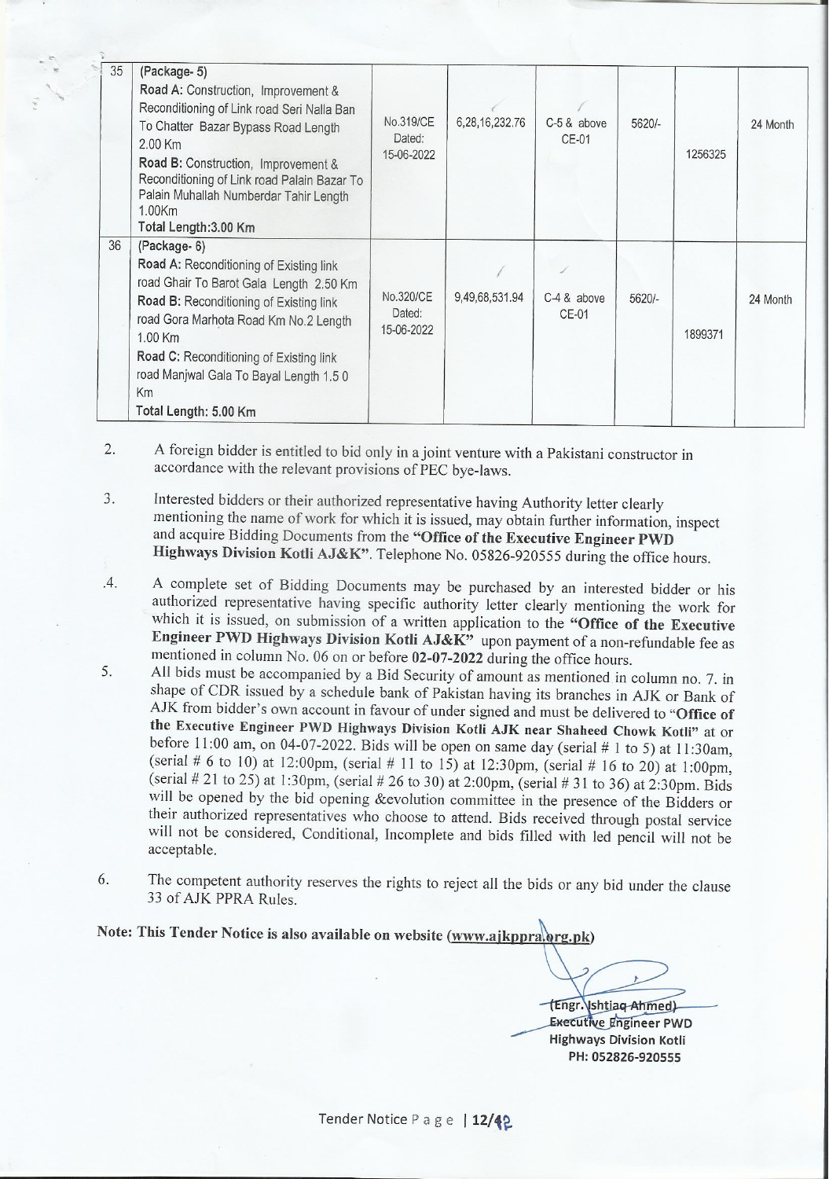| | | | | | | | |
|---|---|---|---|---|---|---|---|
| 35 | (Package- 5)<br>**Road A:** Construction, Improvement & Reconditioning of Link road Seri Nalla Ban To Chatter Bazar Bypass Road Length 2.00 Km<br>**Road B:** Construction, Improvement & Reconditioning of Link road Palain Bazar To Palain Muhallah Numberdar Tahir Length 1.00Km<br>**Total Length:3.00 Km** | No.319/CE Dated: 15-06-2022 | 6,28,16,232.76 | C-5 & above CE-01 | 5620/- | 1256325 | 24 Month |
| 36 | (Package- 6)<br>**Road A:** Reconditioning of Existing link road Ghair To Barot Gala Length 2.50 Km<br>**Road B:** Reconditioning of Existing link road Gora Marhota Road Km No.2 Length 1.00 Km<br>**Road C:** Reconditioning of Existing link road Manjwal Gala To Bayal Length 1.5 0 Km<br>**Total Length: 5.00 Km** | No.320/CE Dated: 15-06-2022 | 9,49,68,531.94 | C-4 & above CE-01 | 5620/- | 1899371 | 24 Month |

2. A foreign bidder is entitled to bid only in a joint venture with a Pakistani constructor in accordance with the relevant provisions of PEC bye-laws.

3. Interested bidders or their authorized representative having Authority letter clearly mentioning the name of work for which it is issued, may obtain further information, inspect and acquire Bidding Documents from the **"Office of the Executive Engineer PWD Highways Division Kotli AJ&K"**. Telephone No. 05826-920555 during the office hours.

4. A complete set of Bidding Documents may be purchased by an interested bidder or his authorized representative having specific authority letter clearly mentioning the work for which it is issued, on submission of a written application to the **"Office of the Executive Engineer PWD Highways Division Kotli AJ&K"** upon payment of a non-refundable fee as mentioned in column No. 06 on or before **02-07-2022** during the office hours.

5. All bids must be accompanied by a Bid Security of amount as mentioned in column no. 7. in shape of CDR issued by a schedule bank of Pakistan having its branches in AJK or Bank of AJK from bidder's own account in favour of under signed and must be delivered to **"Office of the Executive Engineer PWD Highways Division Kotli AJK near Shaheed Chowk Kotli"** at or before 11:00 am, on 04-07-2022. Bids will be open on same day (serial # 1 to 5) at 11:30am, (serial # 6 to 10) at 12:00pm, (serial # 11 to 15) at 12:30pm, (serial # 16 to 20) at 1:00pm, (serial # 21 to 25) at 1:30pm, (serial # 26 to 30) at 2:00pm, (serial # 31 to 36) at 2:30pm. Bids will be opened by the bid opening &evolution committee in the presence of the Bidders or their authorized representatives who choose to attend. Bids received through postal service will not be considered, Conditional, Incomplete and bids filled with led pencil will not be acceptable.

6. The competent authority reserves the rights to reject all the bids or any bid under the clause 33 of AJK PPRA Rules.

**Note: This Tender Notice is also available on website (www.ajkppra.org.pk)**

(Engr. Ishtiaq Ahmed)
Executive Engineer PWD
Highways Division Kotli
PH: 052826-920555